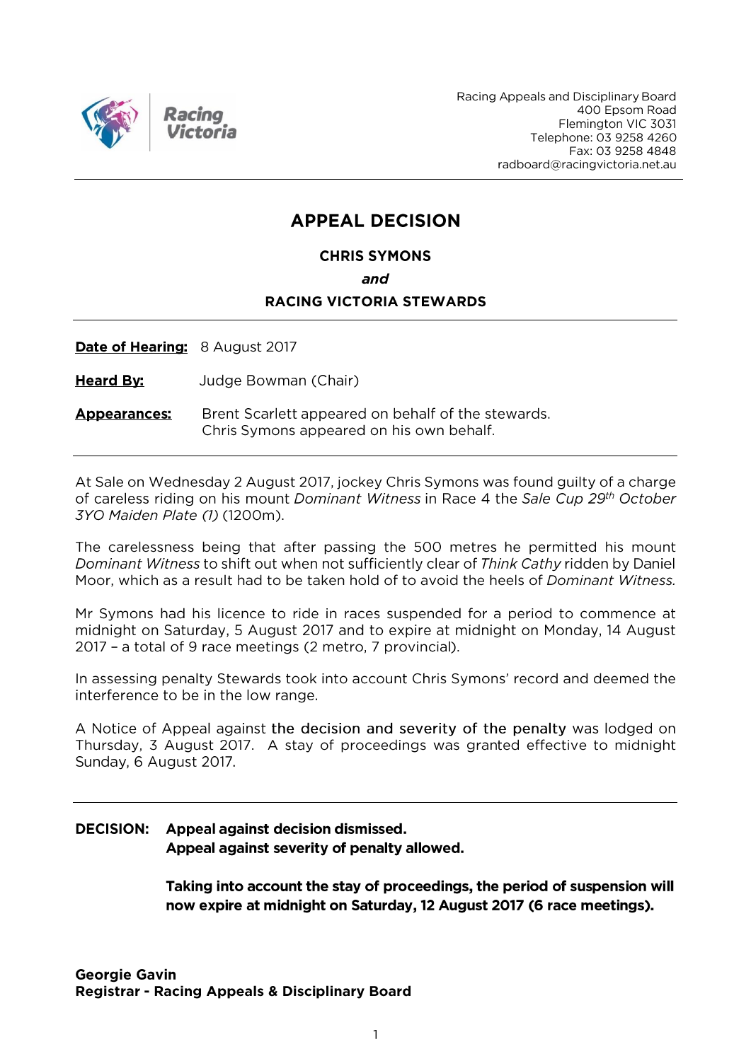Racing Victoria

Racing Appeals and Disciplinary Board
400 Epsom Road
Flemington VIC 3031
Telephone: 03 9258 4260
Fax: 03 9258 4848
radboard@racingvictoria.net.au

---

# APPEAL DECISION

**CHRIS SYMONS**

***and***

**RACING VICTORIA STEWARDS**

---

**Date of Hearing:** 8 August 2017

**Heard By:** Judge Bowman (Chair)

**Appearances:** Brent Scarlett appeared on behalf of the stewards.
Chris Symons appeared on his own behalf.

---

At Sale on Wednesday 2 August 2017, jockey Chris Symons was found guilty of a charge of careless riding on his mount *Dominant Witness* in Race 4 the *Sale Cup 29th October 3YO Maiden Plate (1)* (1200m).

The carelessness being that after passing the 500 metres he permitted his mount *Dominant Witness* to shift out when not sufficiently clear of *Think Cathy* ridden by Daniel Moor, which as a result had to be taken hold of to avoid the heels of *Dominant Witness.*

Mr Symons had his licence to ride in races suspended for a period to commence at midnight on Saturday, 5 August 2017 and to expire at midnight on Monday, 14 August 2017 – a total of 9 race meetings (2 metro, 7 provincial).

In assessing penalty Stewards took into account Chris Symons' record and deemed the interference to be in the low range.

A Notice of Appeal against the decision and severity of the penalty was lodged on Thursday, 3 August 2017. A stay of proceedings was granted effective to midnight Sunday, 6 August 2017.

---

**DECISION: Appeal against decision dismissed.**
**Appeal against severity of penalty allowed.**

**Taking into account the stay of proceedings, the period of suspension will now expire at midnight on Saturday, 12 August 2017 (6 race meetings).**

**Georgie Gavin**
**Registrar - Racing Appeals & Disciplinary Board**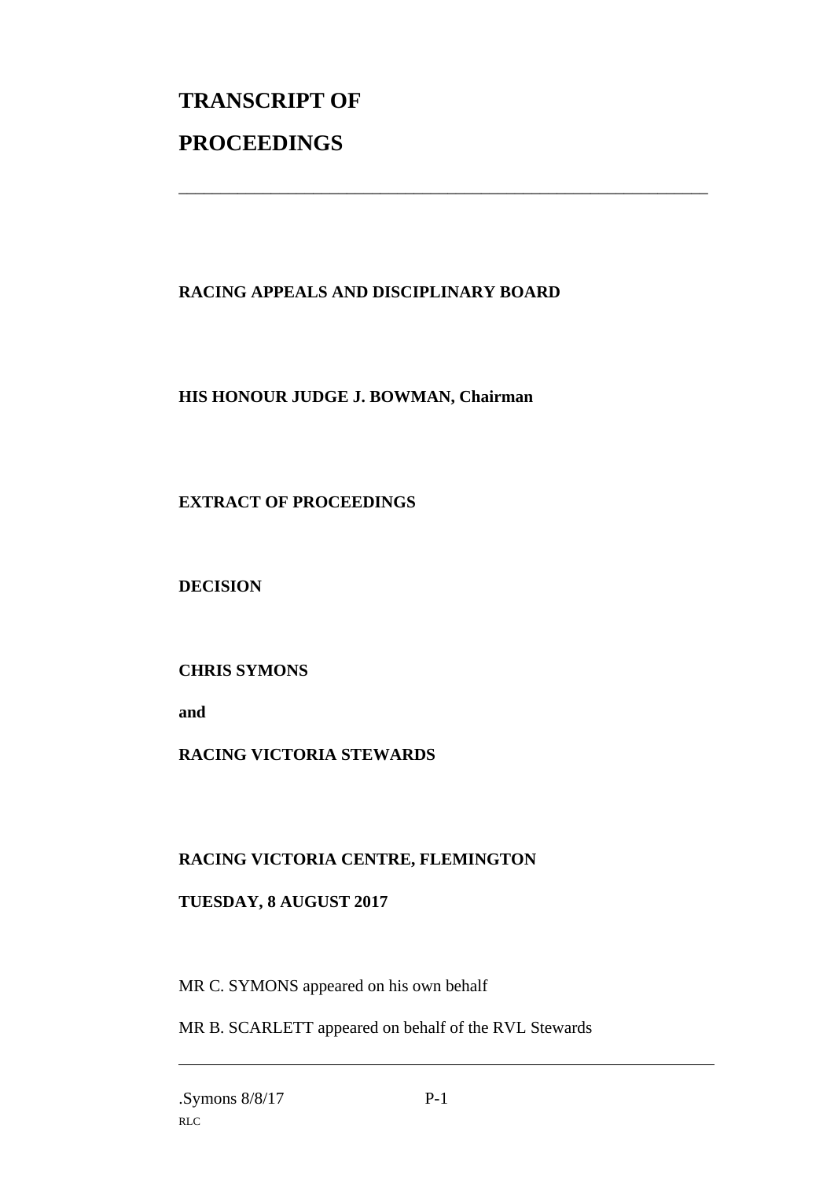# TRANSCRIPT OF PROCEEDINGS

---

**RACING APPEALS AND DISCIPLINARY BOARD**

**HIS HONOUR JUDGE J. BOWMAN, Chairman**

**EXTRACT OF PROCEEDINGS**

**DECISION**

**CHRIS SYMONS**

**and**

**RACING VICTORIA STEWARDS**

**RACING VICTORIA CENTRE, FLEMINGTON**

**TUESDAY, 8 AUGUST 2017**

MR C. SYMONS appeared on his own behalf

MR B. SCARLETT appeared on behalf of the RVL Stewards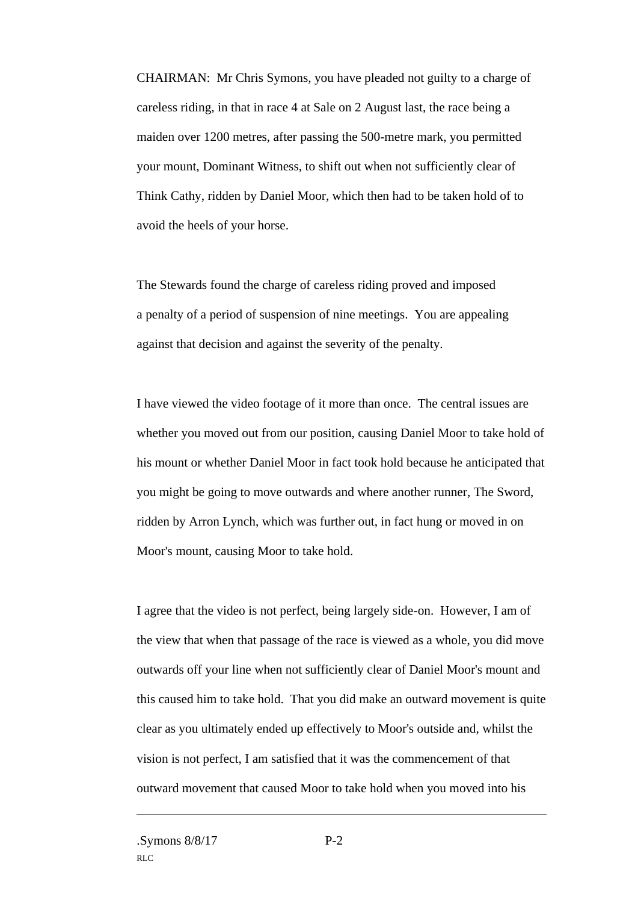CHAIRMAN: Mr Chris Symons, you have pleaded not guilty to a charge of careless riding, in that in race 4 at Sale on 2 August last, the race being a maiden over 1200 metres, after passing the 500-metre mark, you permitted your mount, Dominant Witness, to shift out when not sufficiently clear of Think Cathy, ridden by Daniel Moor, which then had to be taken hold of to avoid the heels of your horse.

The Stewards found the charge of careless riding proved and imposed a penalty of a period of suspension of nine meetings. You are appealing against that decision and against the severity of the penalty.

I have viewed the video footage of it more than once. The central issues are whether you moved out from our position, causing Daniel Moor to take hold of his mount or whether Daniel Moor in fact took hold because he anticipated that you might be going to move outwards and where another runner, The Sword, ridden by Arron Lynch, which was further out, in fact hung or moved in on Moor's mount, causing Moor to take hold.

I agree that the video is not perfect, being largely side-on. However, I am of the view that when that passage of the race is viewed as a whole, you did move outwards off your line when not sufficiently clear of Daniel Moor's mount and this caused him to take hold. That you did make an outward movement is quite clear as you ultimately ended up effectively to Moor's outside and, whilst the vision is not perfect, I am satisfied that it was the commencement of that outward movement that caused Moor to take hold when you moved into his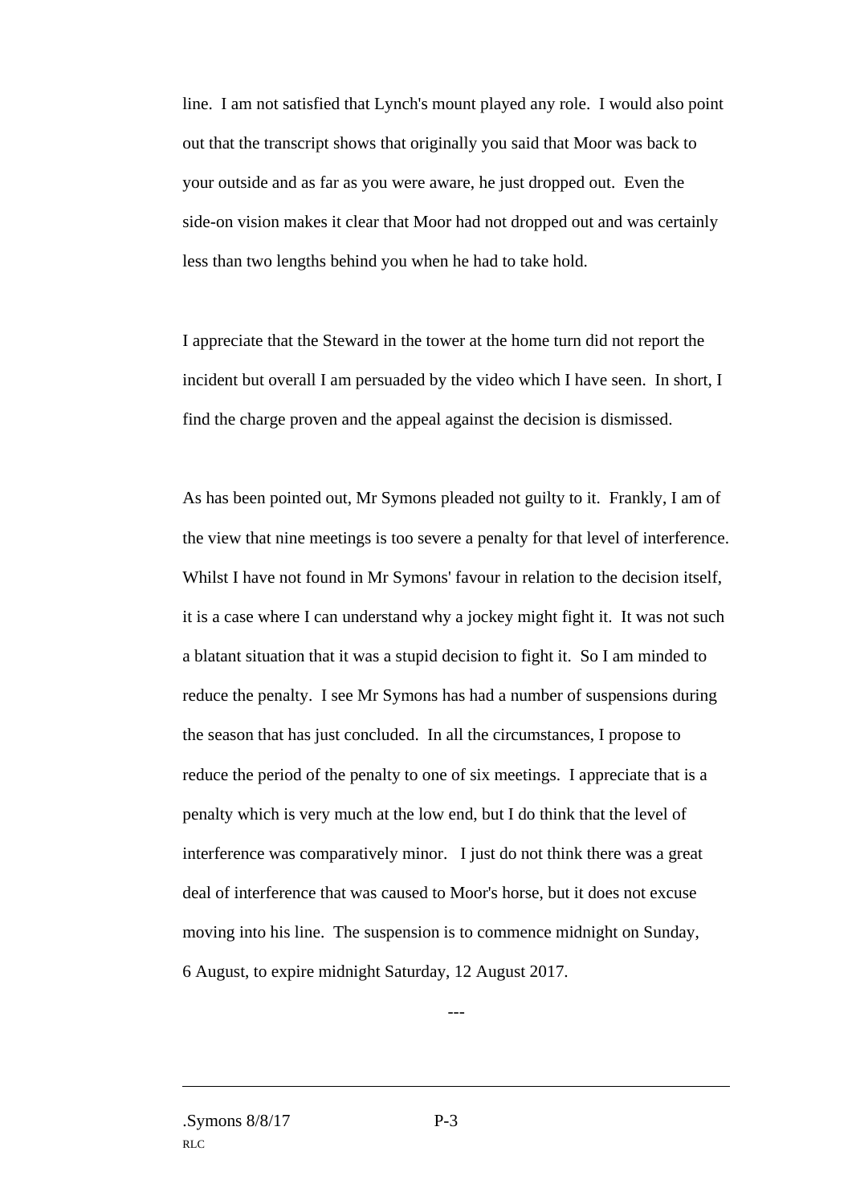line. I am not satisfied that Lynch's mount played any role. I would also point out that the transcript shows that originally you said that Moor was back to your outside and as far as you were aware, he just dropped out. Even the side-on vision makes it clear that Moor had not dropped out and was certainly less than two lengths behind you when he had to take hold.

I appreciate that the Steward in the tower at the home turn did not report the incident but overall I am persuaded by the video which I have seen. In short, I find the charge proven and the appeal against the decision is dismissed.

As has been pointed out, Mr Symons pleaded not guilty to it. Frankly, I am of the view that nine meetings is too severe a penalty for that level of interference. Whilst I have not found in Mr Symons' favour in relation to the decision itself, it is a case where I can understand why a jockey might fight it. It was not such a blatant situation that it was a stupid decision to fight it. So I am minded to reduce the penalty. I see Mr Symons has had a number of suspensions during the season that has just concluded. In all the circumstances, I propose to reduce the period of the penalty to one of six meetings. I appreciate that is a penalty which is very much at the low end, but I do think that the level of interference was comparatively minor. I just do not think there was a great deal of interference that was caused to Moor's horse, but it does not excuse moving into his line. The suspension is to commence midnight on Sunday, 6 August, to expire midnight Saturday, 12 August 2017.

---